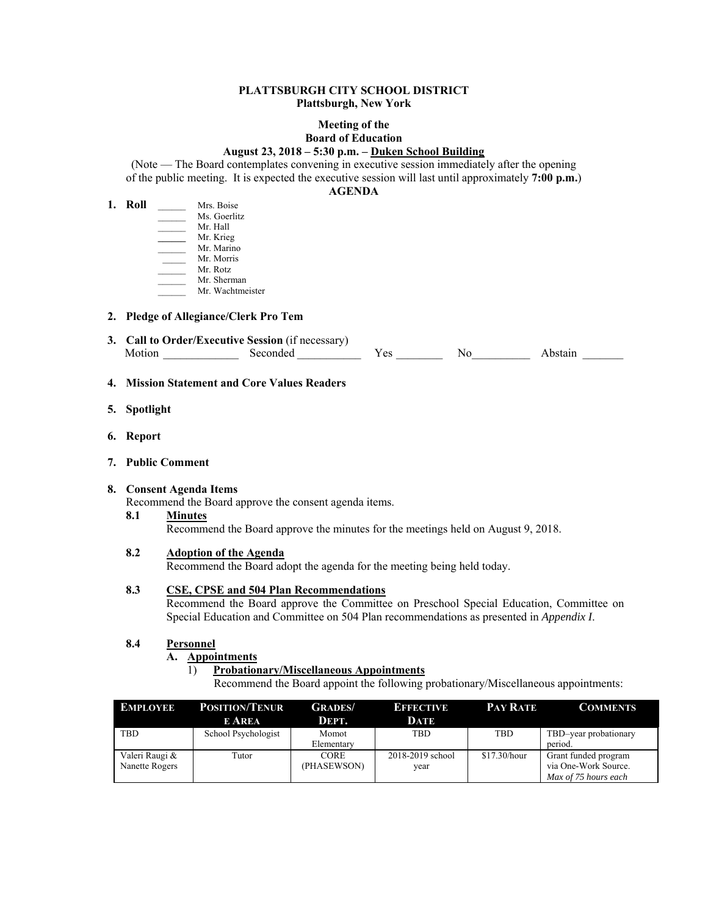**PLATTSBURGH CITY SCHOOL DISTRICT**
**Plattsburgh, New York**

**Meeting of the**
**Board of Education**
**August 23, 2018 – 5:30 p.m. – Duken School Building**

(Note — The Board contemplates convening in executive session immediately after the opening of the public meeting. It is expected the executive session will last until approximately **7:00 p.m.**)

**AGENDA**

1. **Roll**
   - ______ Mrs. Boise
   - ______ Ms. Goerlitz
   - ______ Mr. Hall
   - ______ Mr. Krieg
   - ______ Mr. Marino
   - ______ Mr. Morris
   - ______ Mr. Rotz
   - ______ Mr. Sherman
   - ______ Mr. Wachtmeister

2. **Pledge of Allegiance/Clerk Pro Tem**

3. **Call to Order/Executive Session** (if necessary)
   Motion _____________ Seconded ___________ Yes ________ No__________ Abstain _______

4. **Mission Statement and Core Values Readers**

5. **Spotlight**

6. **Report**

7. **Public Comment**

8. **Consent Agenda Items**
   Recommend the Board approve the consent agenda items.

   **8.1 Minutes**
   Recommend the Board approve the minutes for the meetings held on August 9, 2018.

   **8.2 Adoption of the Agenda**
   Recommend the Board adopt the agenda for the meeting being held today.

   **8.3 CSE, CPSE and 504 Plan Recommendations**
   Recommend the Board approve the Committee on Preschool Special Education, Committee on Special Education and Committee on 504 Plan recommendations as presented in *Appendix I*.

   **8.4 Personnel**

   **A. Appointments**

   1) **Probationary/Miscellaneous Appointments**
   Recommend the Board appoint the following probationary/Miscellaneous appointments:

| EMPLOYEE | POSITION/TENURE AREA | GRADES/ DEPT. | EFFECTIVE DATE | PAY RATE | COMMENTS |
|---|---|---|---|---|---|
| TBD | School Psychologist | Momot Elementary | TBD | TBD | TBD–year probationary period. |
| Valeri Raugi & Nanette Rogers | Tutor | CORE (PHASEWSON) | 2018-2019 school year | $17.30/hour | Grant funded program via One-Work Source. *Max of 75 hours each* |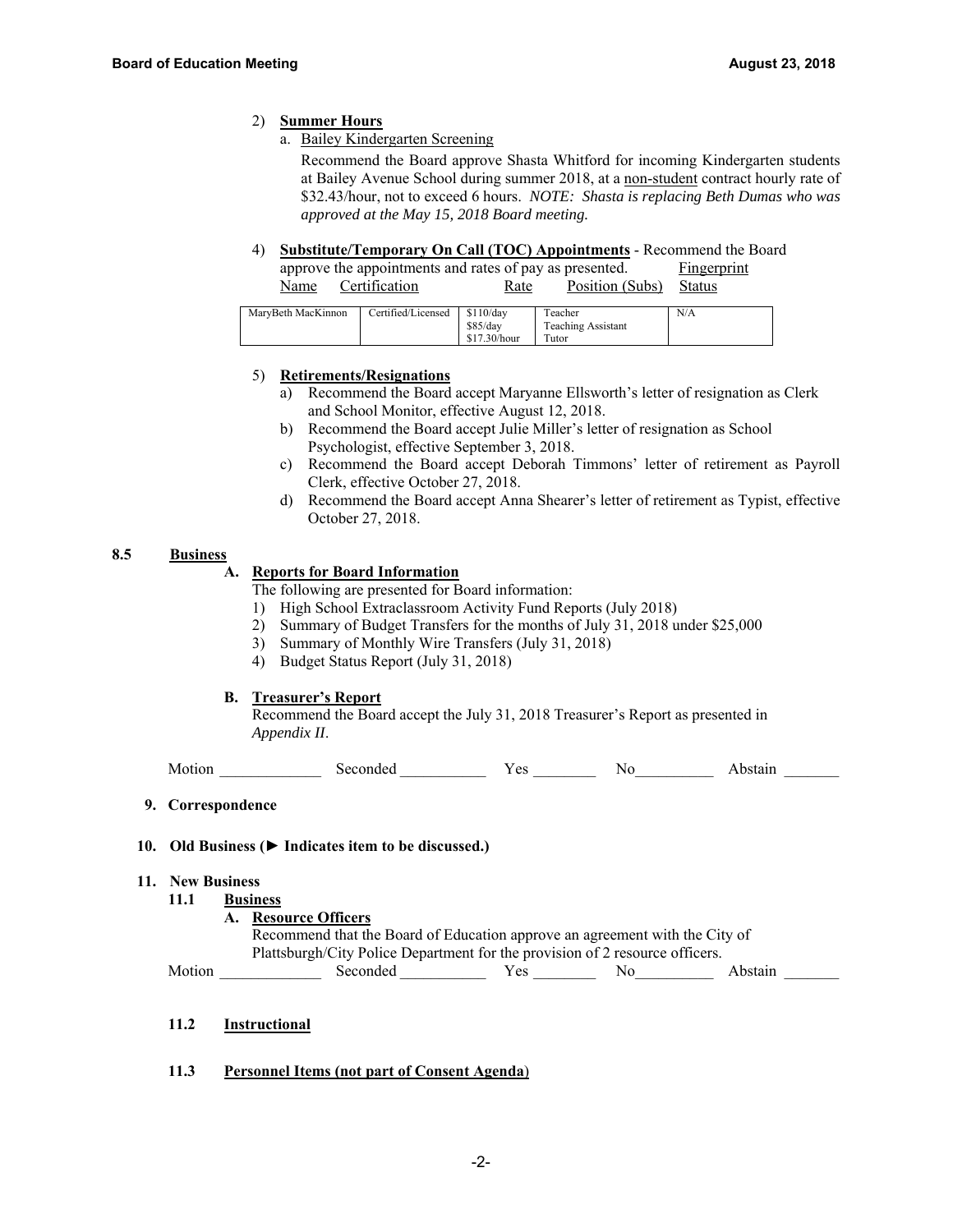2) **Summer Hours**

   a. Bailey Kindergarten Screening

   Recommend the Board approve Shasta Whitford for incoming Kindergarten students at Bailey Avenue School during summer 2018, at a non-student contract hourly rate of $32.43/hour, not to exceed 6 hours. *NOTE: Shasta is replacing Beth Dumas who was approved at the May 15, 2018 Board meeting.*

4) **Substitute/Temporary On Call (TOC) Appointments** - Recommend the Board approve the appointments and rates of pay as presented.

| Name | Certification | Rate | Position (Subs) | Fingerprint Status |
|---|---|---|---|---|
| MaryBeth MacKinnon | Certified/Licensed | $110/day<br>$85/day<br>$17.30/hour | Teacher<br>Teaching Assistant<br>Tutor | N/A |

5) **Retirements/Resignations**

   a) Recommend the Board accept Maryanne Ellsworth's letter of resignation as Clerk and School Monitor, effective August 12, 2018.

   b) Recommend the Board accept Julie Miller's letter of resignation as School Psychologist, effective September 3, 2018.

   c) Recommend the Board accept Deborah Timmons' letter of retirement as Payroll Clerk, effective October 27, 2018.

   d) Recommend the Board accept Anna Shearer's letter of retirement as Typist, effective October 27, 2018.

**8.5 Business**

**A. Reports for Board Information**

The following are presented for Board information:

1) High School Extraclassroom Activity Fund Reports (July 2018)
2) Summary of Budget Transfers for the months of July 31, 2018 under $25,000
3) Summary of Monthly Wire Transfers (July 31, 2018)
4) Budget Status Report (July 31, 2018)

**B. Treasurer's Report**

Recommend the Board accept the July 31, 2018 Treasurer's Report as presented in *Appendix II*.

Motion _____________ Seconded ___________ Yes ________ No__________ Abstain _______

**9. Correspondence**

**10. Old Business (► Indicates item to be discussed.)**

**11. New Business**

**11.1 Business**

**A. Resource Officers**

Recommend that the Board of Education approve an agreement with the City of Plattsburgh/City Police Department for the provision of 2 resource officers.

Motion _____________ Seconded ___________ Yes ________ No__________ Abstain _______

**11.2 Instructional**

**11.3 Personnel Items (not part of Consent Agenda)**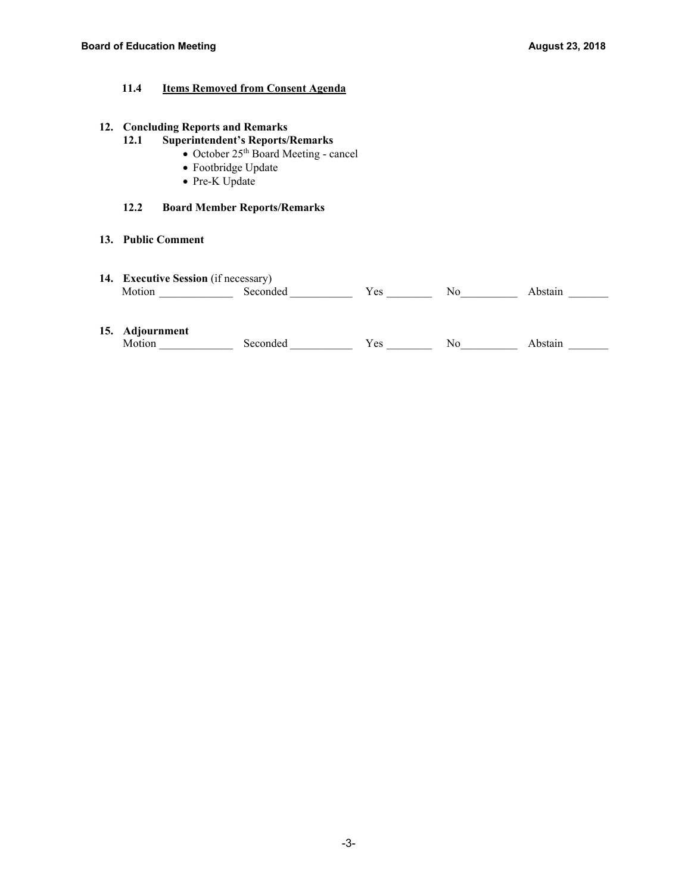**11.4 <u>Items Removed from Consent Agenda</u>**

**12. Concluding Reports and Remarks**

**12.1 Superintendent's Reports/Remarks**

- October 25th Board Meeting - cancel
- Footbridge Update
- Pre-K Update

**12.2 Board Member Reports/Remarks**

**13. Public Comment**

**14. Executive Session** (if necessary)

Motion _____________ Seconded ___________ Yes ________ No__________ Abstain _______

**15. Adjournment**

Motion _____________ Seconded ___________ Yes ________ No__________ Abstain _______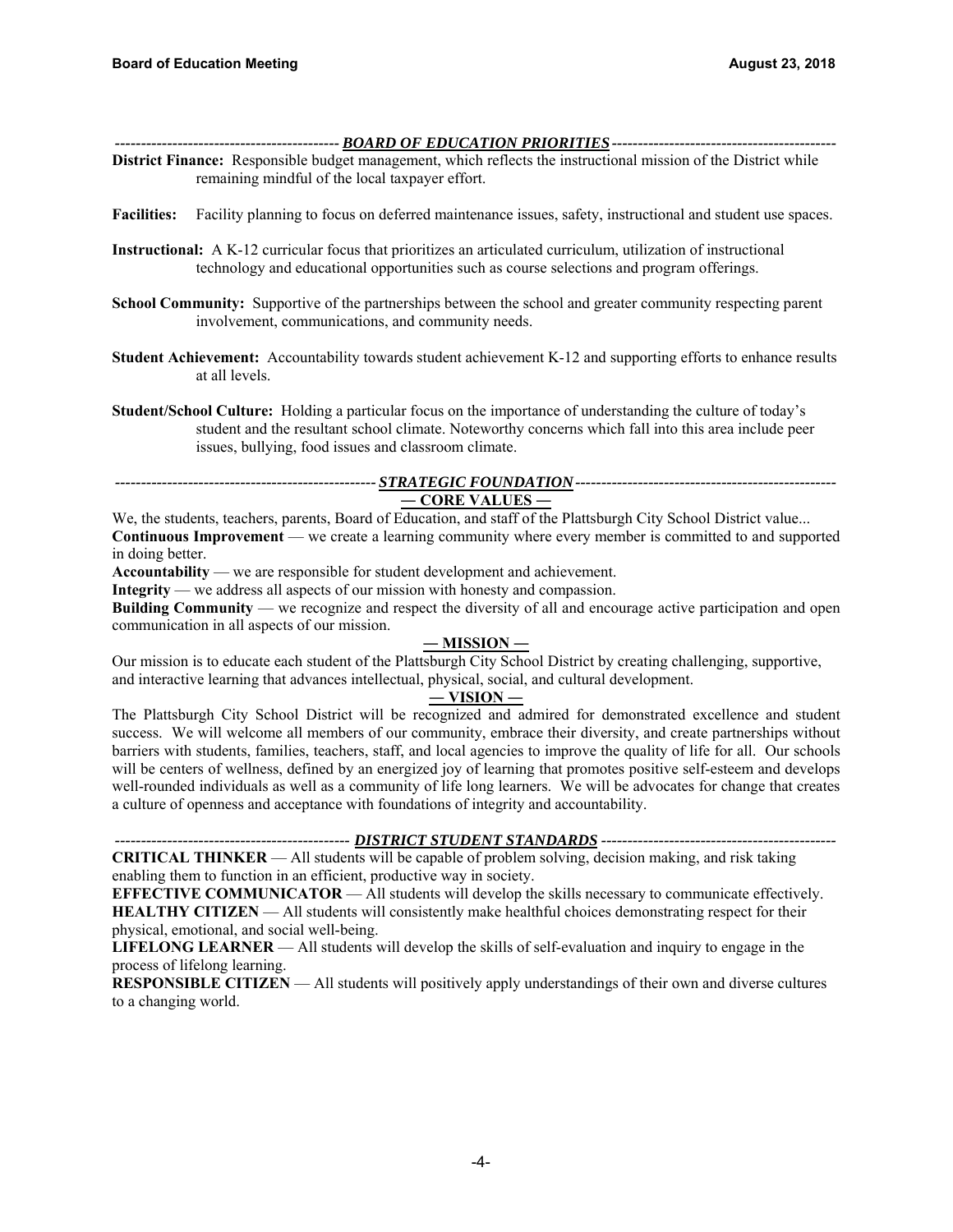## *BOARD OF EDUCATION PRIORITIES*

**District Finance:** Responsible budget management, which reflects the instructional mission of the District while remaining mindful of the local taxpayer effort.

**Facilities:** Facility planning to focus on deferred maintenance issues, safety, instructional and student use spaces.

**Instructional:** A K-12 curricular focus that prioritizes an articulated curriculum, utilization of instructional technology and educational opportunities such as course selections and program offerings.

**School Community:** Supportive of the partnerships between the school and greater community respecting parent involvement, communications, and community needs.

**Student Achievement:** Accountability towards student achievement K-12 and supporting efforts to enhance results at all levels.

**Student/School Culture:** Holding a particular focus on the importance of understanding the culture of today's student and the resultant school climate. Noteworthy concerns which fall into this area include peer issues, bullying, food issues and classroom climate.

## *STRATEGIC FOUNDATION*

### — CORE VALUES —

We, the students, teachers, parents, Board of Education, and staff of the Plattsburgh City School District value...

**Continuous Improvement** — we create a learning community where every member is committed to and supported in doing better.

**Accountability** — we are responsible for student development and achievement.

**Integrity** — we address all aspects of our mission with honesty and compassion.

**Building Community** — we recognize and respect the diversity of all and encourage active participation and open communication in all aspects of our mission.

### — MISSION —

Our mission is to educate each student of the Plattsburgh City School District by creating challenging, supportive, and interactive learning that advances intellectual, physical, social, and cultural development.

### — VISION —

The Plattsburgh City School District will be recognized and admired for demonstrated excellence and student success. We will welcome all members of our community, embrace their diversity, and create partnerships without barriers with students, families, teachers, staff, and local agencies to improve the quality of life for all. Our schools will be centers of wellness, defined by an energized joy of learning that promotes positive self-esteem and develops well-rounded individuals as well as a community of life long learners. We will be advocates for change that creates a culture of openness and acceptance with foundations of integrity and accountability.

## *DISTRICT STUDENT STANDARDS*

**CRITICAL THINKER** — All students will be capable of problem solving, decision making, and risk taking enabling them to function in an efficient, productive way in society.

**EFFECTIVE COMMUNICATOR** — All students will develop the skills necessary to communicate effectively.

**HEALTHY CITIZEN** — All students will consistently make healthful choices demonstrating respect for their physical, emotional, and social well-being.

**LIFELONG LEARNER** — All students will develop the skills of self-evaluation and inquiry to engage in the process of lifelong learning.

**RESPONSIBLE CITIZEN** — All students will positively apply understandings of their own and diverse cultures to a changing world.